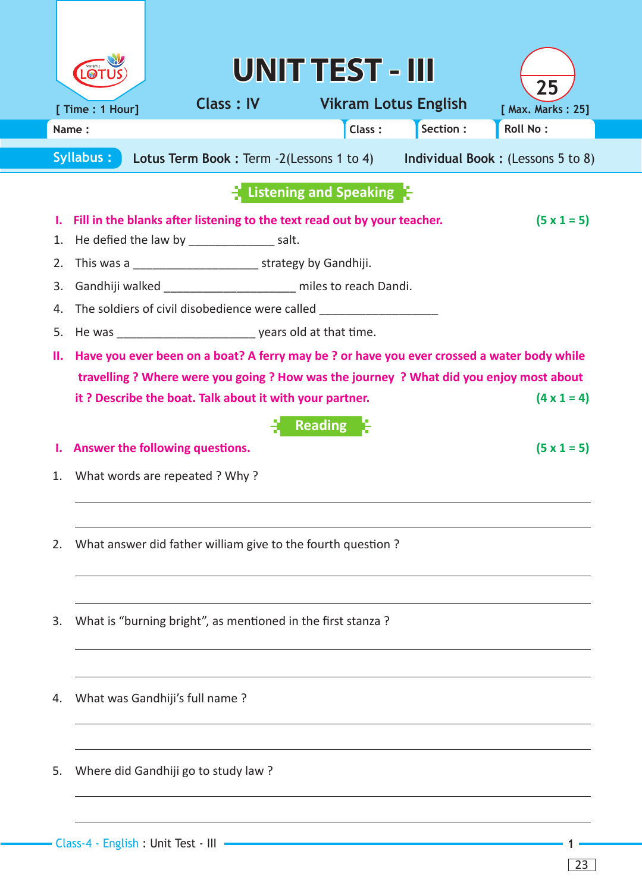# UNIT TEST - III

[ Time : 1 Hour] Class : IV Vikram Lotus English 25 [ Max. Marks : 25]

Name : Class : Section : Roll No :

**Syllabus :** **Lotus Term Book :** Term -2(Lessons 1 to 4) **Individual Book :** (Lessons 5 to 8)

## Listening and Speaking

**I. Fill in the blanks after listening to the text read out by your teacher.** **(5 x 1 = 5)**

1. He defied the law by _____________ salt.
2. This was a ____________________ strategy by Gandhiji.
3. Gandhiji walked _____________________ miles to reach Dandi.
4. The soldiers of civil disobedience were called ___________________
5. He was ______________________ years old at that time.

**II. Have you ever been on a boat? A ferry may be ? or have you ever crossed a water body while travelling ? Where were you going ? How was the journey ? What did you enjoy most about it ? Describe the boat. Talk about it with your partner.** **(4 x 1 = 4)**

## Reading

**I. Answer the following questions.** **(5 x 1 = 5)**

1. What words are repeated ? Why ?

_______________________________________________

_______________________________________________

2. What answer did father william give to the fourth question ?

_______________________________________________

_______________________________________________

3. What is "burning bright", as mentioned in the first stanza ?

_______________________________________________

_______________________________________________

4. What was Gandhiji's full name ?

_______________________________________________

_______________________________________________

5. Where did Gandhiji go to study law ?

_______________________________________________

_______________________________________________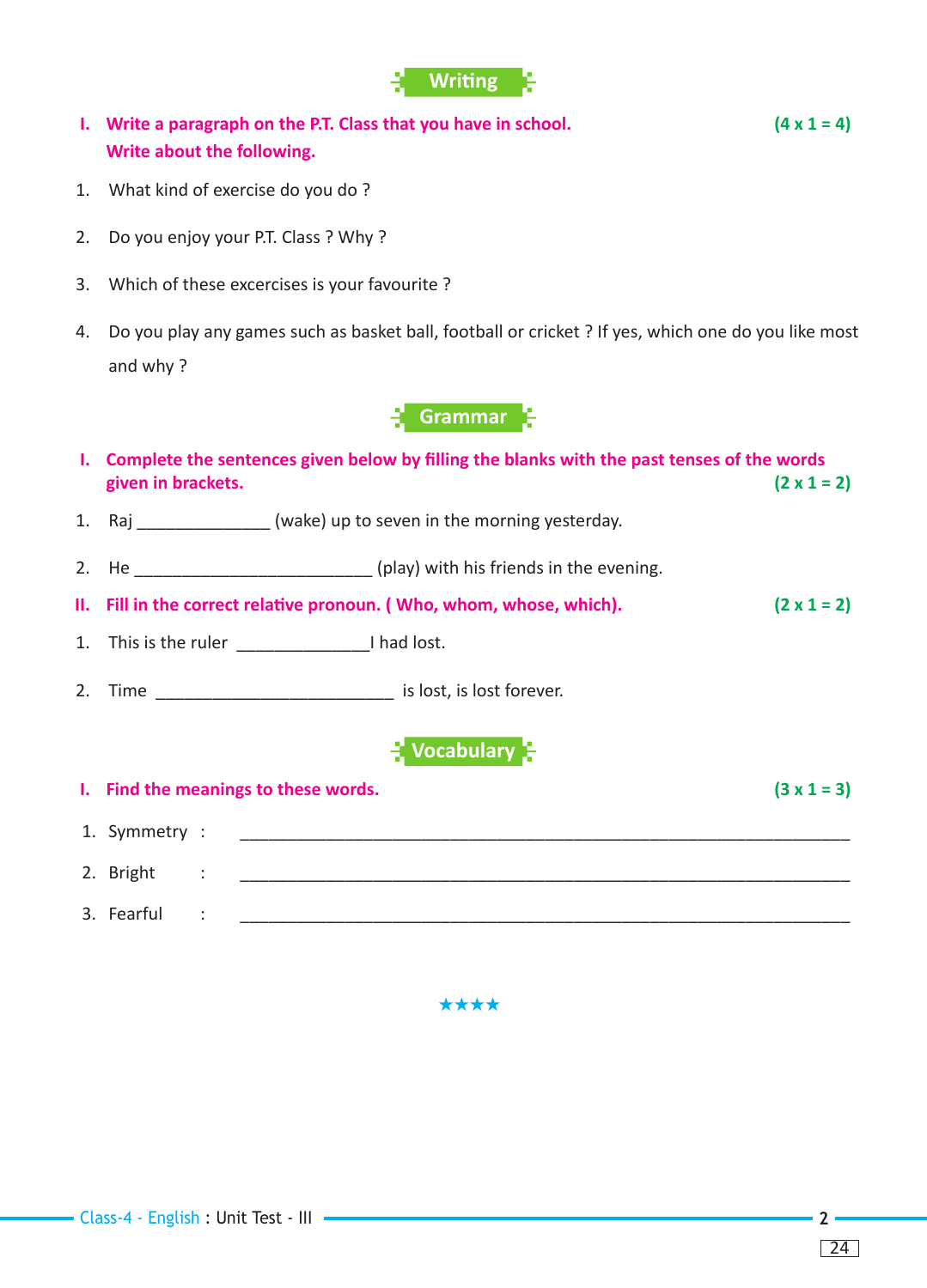## Writing

**I. Write a paragraph on the P.T. Class that you have in school. Write about the following.** **(4 x 1 = 4)**

1. What kind of exercise do you do ?
2. Do you enjoy your P.T. Class ? Why ?
3. Which of these excercises is your favourite ?
4. Do you play any games such as basket ball, football or cricket ? If yes, which one do you like most and why ?

## Grammar

**I. Complete the sentences given below by filling the blanks with the past tenses of the words given in brackets.** **(2 x 1 = 2)**

1. Raj _______________ (wake) up to seven in the morning yesterday.
2. He ___________________________ (play) with his friends in the evening.

**II. Fill in the correct relative pronoun. ( Who, whom, whose, which).** **(2 x 1 = 2)**

1. This is the ruler _______________I had lost.
2. Time ___________________________ is lost, is lost forever.

## Vocabulary

**I. Find the meanings to these words.** **(3 x 1 = 3)**

1. Symmetry : ______________________________________________________________
2. Bright : ______________________________________________________________
3. Fearful : ______________________________________________________________

★★★★